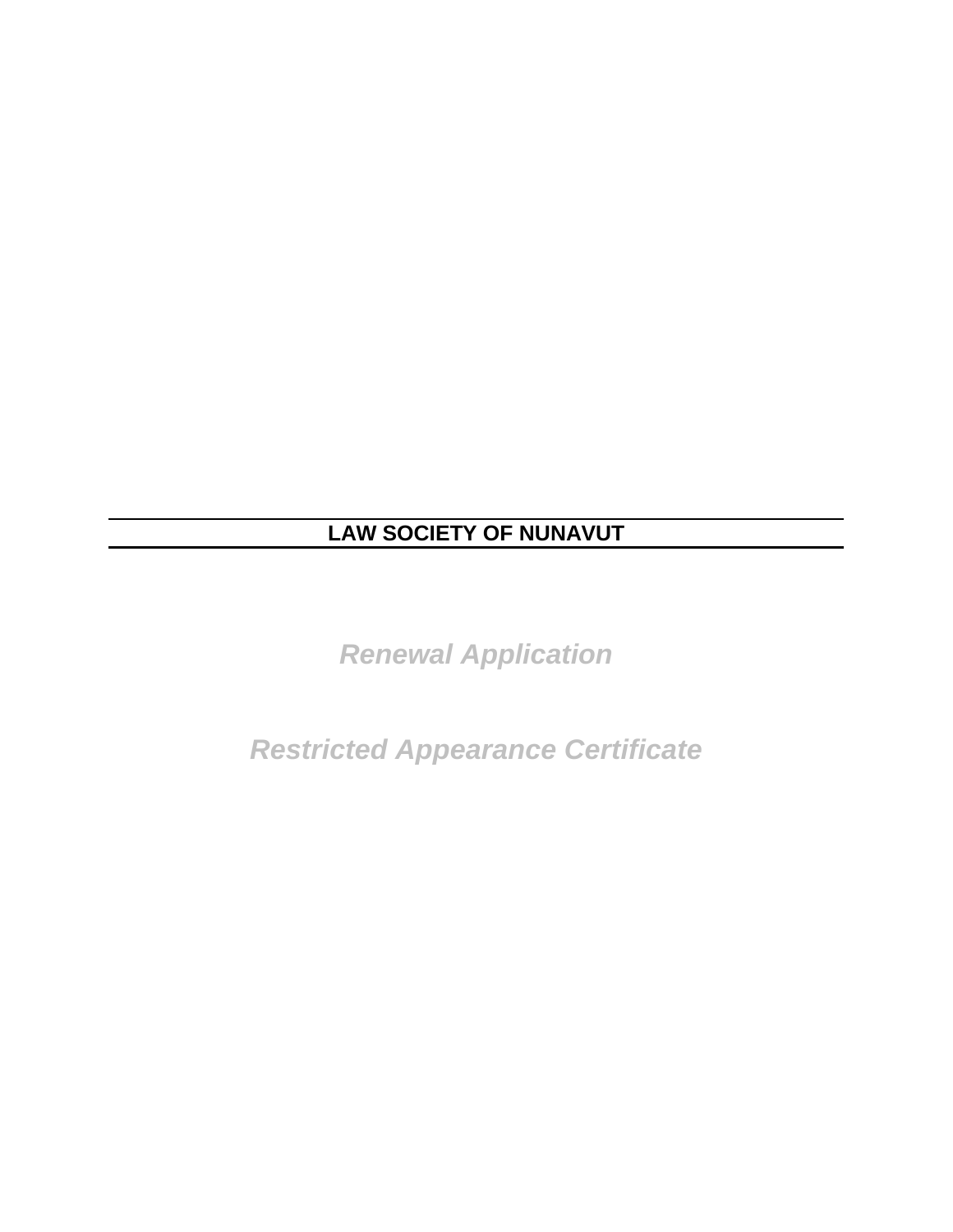# LAW SOCIETY OF NUNAVUT

## *Renewal Application*

## *Restricted Appearance Certificate*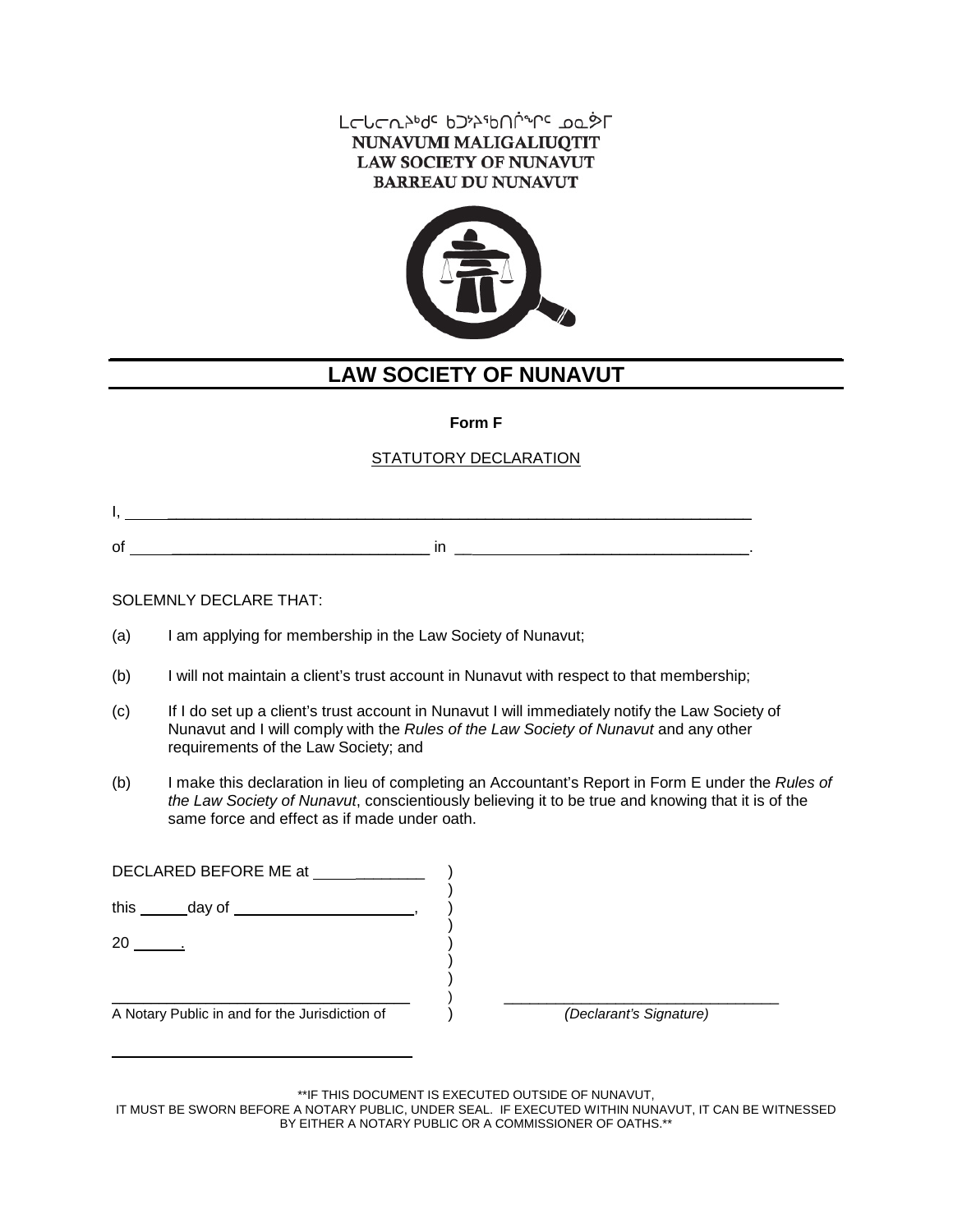ᒪᓕᒐᓕᕆᔩᒃᑯᑦ ᑲᑐᔾᔨᖃᑎᒌᖏᑦ ᓄᓇᕗᒥ
NUNAVUMI MALIGALIUQTIT
LAW SOCIETY OF NUNAVUT
BARREAU DU NUNAVUT

# LAW SOCIETY OF NUNAVUT

**Form F**

STATUTORY DECLARATION

I, ______________________________________________________________________

of ______________________________ in ____________________________________.

SOLEMNLY DECLARE THAT:

(a) I am applying for membership in the Law Society of Nunavut;

(b) I will not maintain a client's trust account in Nunavut with respect to that membership;

(c) If I do set up a client's trust account in Nunavut I will immediately notify the Law Society of Nunavut and I will comply with the *Rules of the Law Society of Nunavut* and any other requirements of the Law Society; and

(b) I make this declaration in lieu of completing an Accountant's Report in Form E under the *Rules of the Law Society of Nunavut*, conscientiously believing it to be true and knowing that it is of the same force and effect as if made under oath.

DECLARED BEFORE ME at _____________ )
this ______ day of ______________________, )
20 ______. )

___________________________________ )
A Notary Public in and for the Jurisdiction of )

___________________________________

_________________________________
*(Declarant's Signature)*

**IF THIS DOCUMENT IS EXECUTED OUTSIDE OF NUNAVUT, IT MUST BE SWORN BEFORE A NOTARY PUBLIC, UNDER SEAL. IF EXECUTED WITHIN NUNAVUT, IT CAN BE WITNESSED BY EITHER A NOTARY PUBLIC OR A COMMISSIONER OF OATHS.**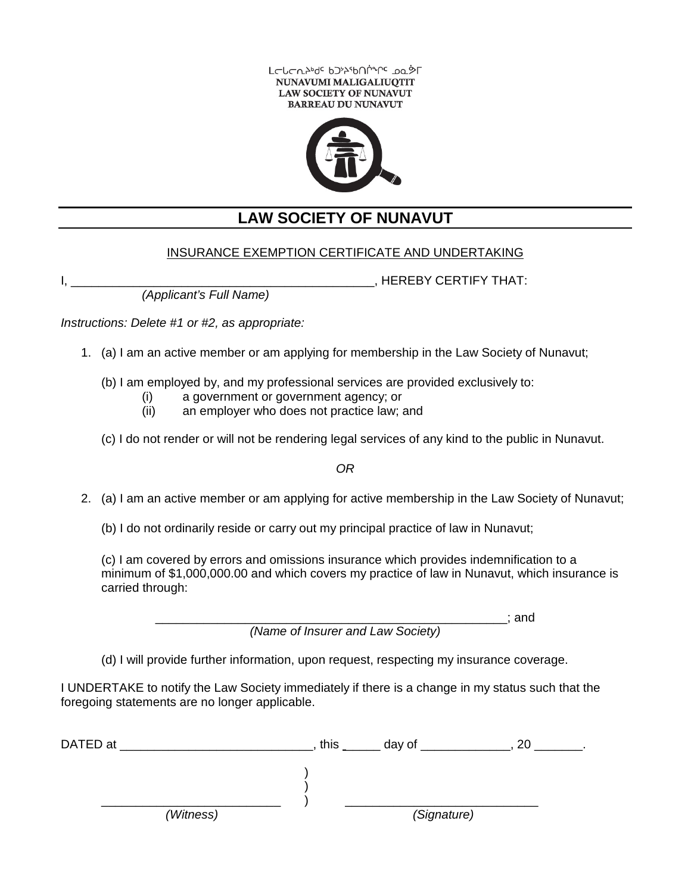ᒪᓕᒐᓕᕆᔩᑦ ᑲᑐᔾᔨᖃᑎᒋᖕᖏᑦ ᓄᓇᕗᒥ
NUNAVUMI MALIGALIUQTIT
LAW SOCIETY OF NUNAVUT
BARREAU DU NUNAVUT

# LAW SOCIETY OF NUNAVUT

## INSURANCE EXEMPTION CERTIFICATE AND UNDERTAKING

I, ____________________________________________, HEREBY CERTIFY THAT:
*(Applicant's Full Name)*

*Instructions: Delete #1 or #2, as appropriate:*

1. (a) I am an active member or am applying for membership in the Law Society of Nunavut;

   (b) I am employed by, and my professional services are provided exclusively to:
   - (i) a government or government agency; or
   - (ii) an employer who does not practice law; and

   (c) I do not render or will not be rendering legal services of any kind to the public in Nunavut.

*OR*

2. (a) I am an active member or am applying for active membership in the Law Society of Nunavut;

   (b) I do not ordinarily reside or carry out my principal practice of law in Nunavut;

   (c) I am covered by errors and omissions insurance which provides indemnification to a minimum of $1,000,000.00 and which covers my practice of law in Nunavut, which insurance is carried through:

   ____________________________________________________; and
   *(Name of Insurer and Law Society)*

   (d) I will provide further information, upon request, respecting my insurance coverage.

I UNDERTAKE to notify the Law Society immediately if there is a change in my status such that the foregoing statements are no longer applicable.

DATED at ____________________________, this _____ day of _____________, 20 _______.

__________________________ ) __________________________
*(Witness)* *(Signature)*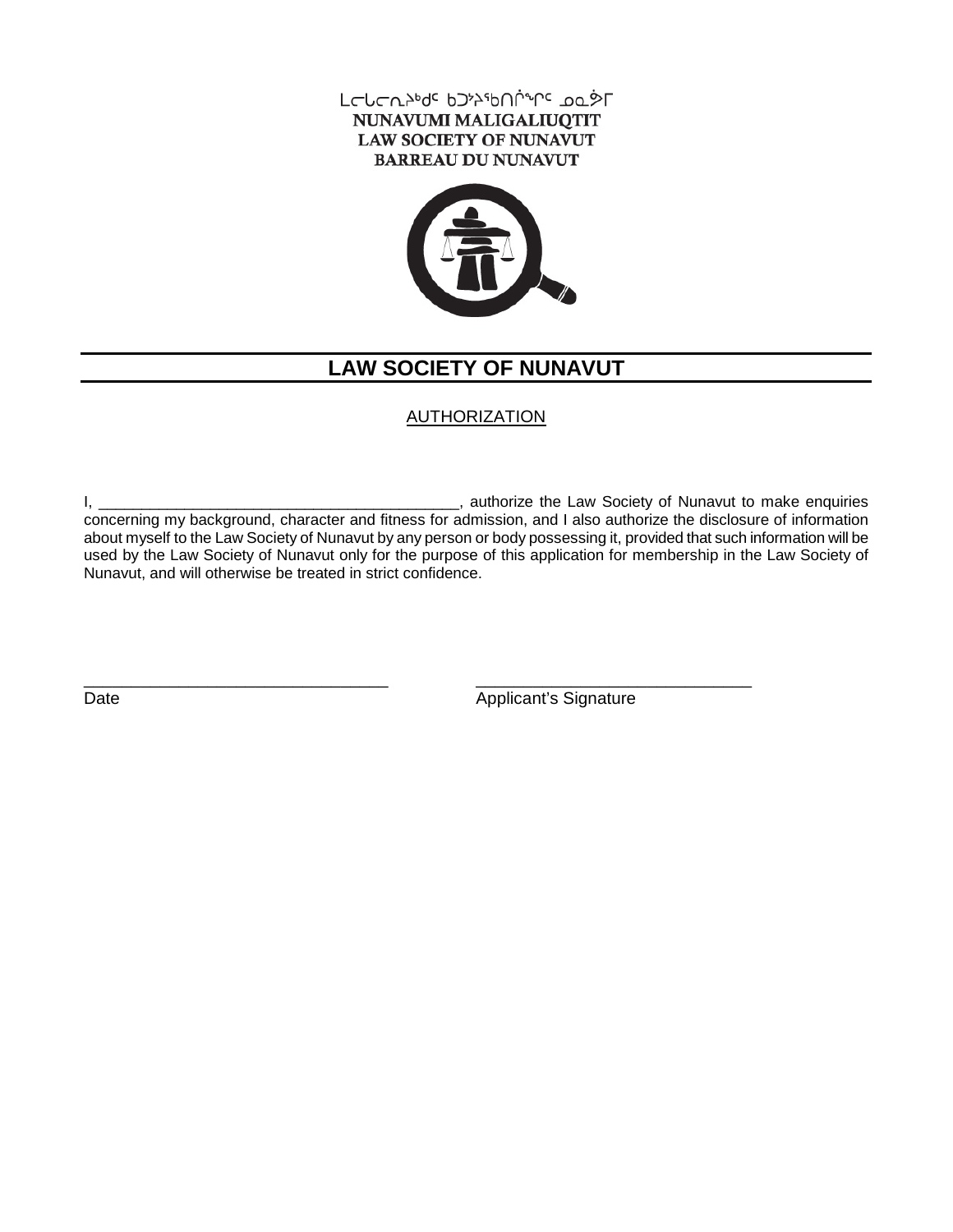ᓄᓇᕗᒻᒥ ᒪᓕᒐᓕᐅᖅᑎᑦ ᑲᑐᔾᔨᖃᑎᒌᖕᒋᑦ ᓄᓇᕗᒻᒥ
NUNAVUMI MALIGALIUQTIT
LAW SOCIETY OF NUNAVUT
BARREAU DU NUNAVUT

# LAW SOCIETY OF NUNAVUT

AUTHORIZATION

I, __________________________________________, authorize the Law Society of Nunavut to make enquiries concerning my background, character and fitness for admission, and I also authorize the disclosure of information about myself to the Law Society of Nunavut by any person or body possessing it, provided that such information will be used by the Law Society of Nunavut only for the purpose of this application for membership in the Law Society of Nunavut, and will otherwise be treated in strict confidence.

_________________________________ Date

_______________________________ Applicant's Signature